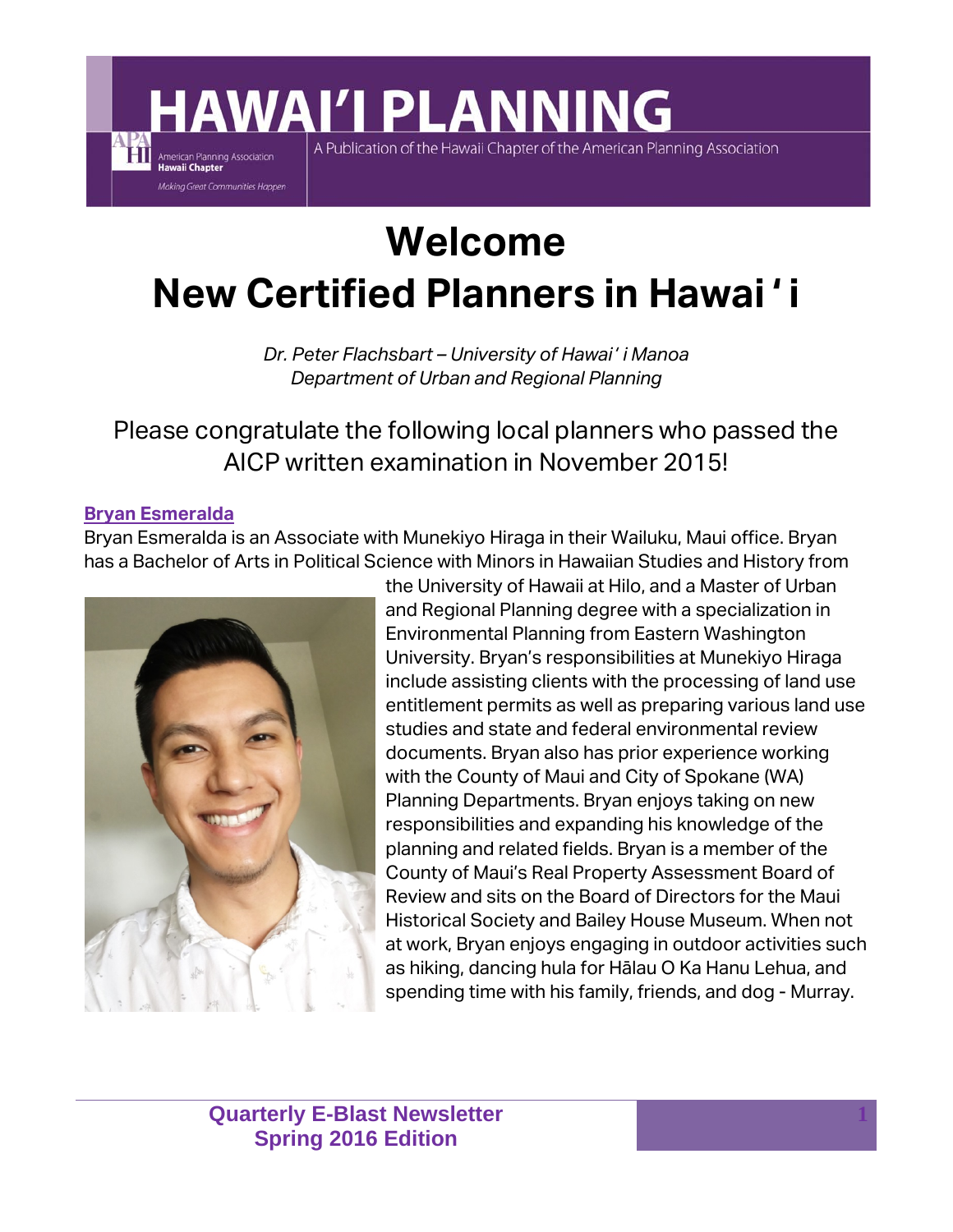# HAWAI'I PLANNING

American Planning Association
Hawaii Chapter
Making Great Communities Happen

A Publication of the Hawaii Chapter of the American Planning Association

# Welcome
# New Certified Planners in Hawai'i

*Dr. Peter Flachsbart – University of Hawai'i Manoa*
*Department of Urban and Regional Planning*

## Please congratulate the following local planners who passed the AICP written examination in November 2015!

**Bryan Esmeralda**

Bryan Esmeralda is an Associate with Munekiyo Hiraga in their Wailuku, Maui office. Bryan has a Bachelor of Arts in Political Science with Minors in Hawaiian Studies and History from the University of Hawaii at Hilo, and a Master of Urban and Regional Planning degree with a specialization in Environmental Planning from Eastern Washington University. Bryan's responsibilities at Munekiyo Hiraga include assisting clients with the processing of land use entitlement permits as well as preparing various land use studies and state and federal environmental review documents. Bryan also has prior experience working with the County of Maui and City of Spokane (WA) Planning Departments. Bryan enjoys taking on new responsibilities and expanding his knowledge of the planning and related fields. Bryan is a member of the County of Maui's Real Property Assessment Board of Review and sits on the Board of Directors for the Maui Historical Society and Bailey House Museum. When not at work, Bryan enjoys engaging in outdoor activities such as hiking, dancing hula for Hālau O Ka Hanu Lehua, and spending time with his family, friends, and dog - Murray.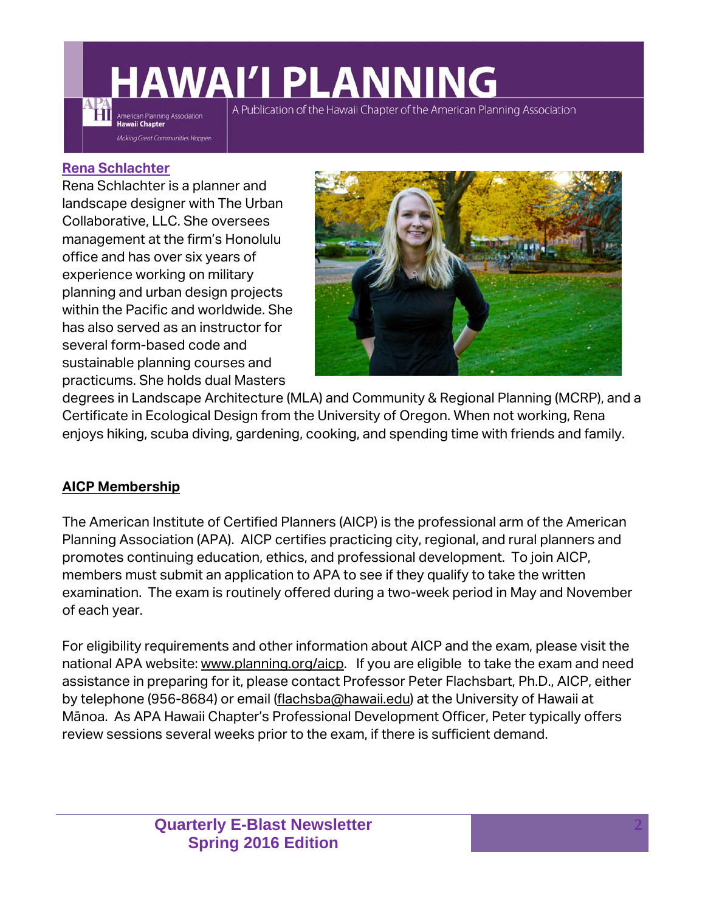## Rena Schlachter

Rena Schlachter is a planner and landscape designer with The Urban Collaborative, LLC. She oversees management at the firm's Honolulu office and has over six years of experience working on military planning and urban design projects within the Pacific and worldwide. She has also served as an instructor for several form-based code and sustainable planning courses and practicums. She holds dual Masters degrees in Landscape Architecture (MLA) and Community & Regional Planning (MCRP), and a Certificate in Ecological Design from the University of Oregon. When not working, Rena enjoys hiking, scuba diving, gardening, cooking, and spending time with friends and family.

## AICP Membership

The American Institute of Certified Planners (AICP) is the professional arm of the American Planning Association (APA). AICP certifies practicing city, regional, and rural planners and promotes continuing education, ethics, and professional development. To join AICP, members must submit an application to APA to see if they qualify to take the written examination. The exam is routinely offered during a two-week period in May and November of each year.

For eligibility requirements and other information about AICP and the exam, please visit the national APA website: www.planning.org/aicp. If you are eligible to take the exam and need assistance in preparing for it, please contact Professor Peter Flachsbart, Ph.D., AICP, either by telephone (956-8684) or email (flachsba@hawaii.edu) at the University of Hawaii at Mānoa. As APA Hawaii Chapter's Professional Development Officer, Peter typically offers review sessions several weeks prior to the exam, if there is sufficient demand.